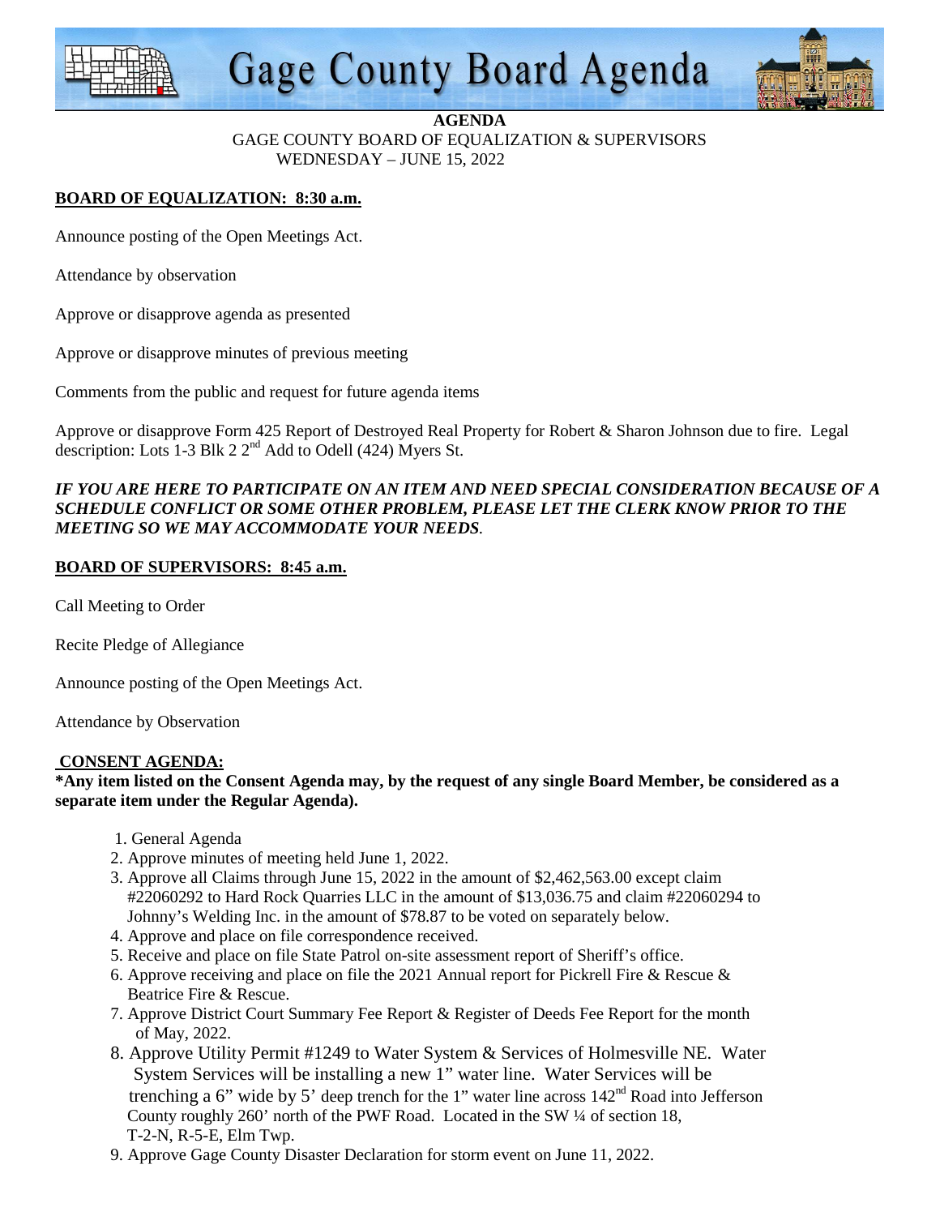# Gage County Board Agenda

**AGENDA**

GAGE COUNTY BOARD OF EQUALIZATION & SUPERVISORS

WEDNESDAY – JUNE 15, 2022

## BOARD OF EQUALIZATION: 8:30 a.m.

Announce posting of the Open Meetings Act.

Attendance by observation

Approve or disapprove agenda as presented

Approve or disapprove minutes of previous meeting

Comments from the public and request for future agenda items

Approve or disapprove Form 425 Report of Destroyed Real Property for Robert & Sharon Johnson due to fire. Legal description: Lots 1-3 Blk 2 2nd Add to Odell (424) Myers St.

***IF YOU ARE HERE TO PARTICIPATE ON AN ITEM AND NEED SPECIAL CONSIDERATION BECAUSE OF A SCHEDULE CONFLICT OR SOME OTHER PROBLEM, PLEASE LET THE CLERK KNOW PRIOR TO THE MEETING SO WE MAY ACCOMMODATE YOUR NEEDS.***

## BOARD OF SUPERVISORS: 8:45 a.m.

Call Meeting to Order

Recite Pledge of Allegiance

Announce posting of the Open Meetings Act.

Attendance by Observation

## CONSENT AGENDA:

**\*Any item listed on the Consent Agenda may, by the request of any single Board Member, be considered as a separate item under the Regular Agenda).**

1. General Agenda
2. Approve minutes of meeting held June 1, 2022.
3. Approve all Claims through June 15, 2022 in the amount of $2,462,563.00 except claim #22060292 to Hard Rock Quarries LLC in the amount of $13,036.75 and claim #22060294 to Johnny's Welding Inc. in the amount of $78.87 to be voted on separately below.
4. Approve and place on file correspondence received.
5. Receive and place on file State Patrol on-site assessment report of Sheriff's office.
6. Approve receiving and place on file the 2021 Annual report for Pickrell Fire & Rescue & Beatrice Fire & Rescue.
7. Approve District Court Summary Fee Report & Register of Deeds Fee Report for the month of May, 2022.
8. Approve Utility Permit #1249 to Water System & Services of Holmesville NE. Water System Services will be installing a new 1" water line. Water Services will be trenching a 6" wide by 5' deep trench for the 1" water line across 142nd Road into Jefferson County roughly 260' north of the PWF Road. Located in the SW ¼ of section 18, T-2-N, R-5-E, Elm Twp.
9. Approve Gage County Disaster Declaration for storm event on June 11, 2022.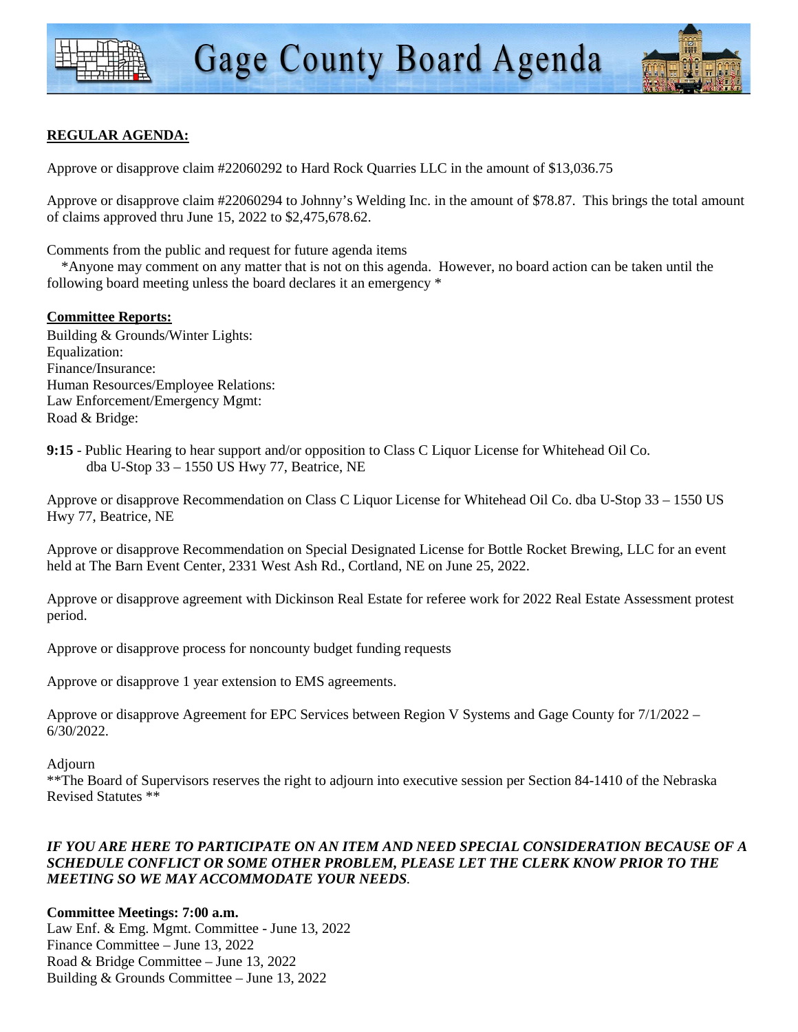**REGULAR AGENDA:**

Approve or disapprove claim #22060292 to Hard Rock Quarries LLC in the amount of $13,036.75

Approve or disapprove claim #22060294 to Johnny's Welding Inc. in the amount of $78.87. This brings the total amount of claims approved thru June 15, 2022 to $2,475,678.62.

Comments from the public and request for future agenda items
*Anyone may comment on any matter that is not on this agenda. However, no board action can be taken until the following board meeting unless the board declares it an emergency *

**Committee Reports:**
Building & Grounds/Winter Lights:
Equalization:
Finance/Insurance:
Human Resources/Employee Relations:
Law Enforcement/Emergency Mgmt:
Road & Bridge:

**9:15** - Public Hearing to hear support and/or opposition to Class C Liquor License for Whitehead Oil Co. dba U-Stop 33 – 1550 US Hwy 77, Beatrice, NE

Approve or disapprove Recommendation on Class C Liquor License for Whitehead Oil Co. dba U-Stop 33 – 1550 US Hwy 77, Beatrice, NE

Approve or disapprove Recommendation on Special Designated License for Bottle Rocket Brewing, LLC for an event held at The Barn Event Center, 2331 West Ash Rd., Cortland, NE on June 25, 2022.

Approve or disapprove agreement with Dickinson Real Estate for referee work for 2022 Real Estate Assessment protest period.

Approve or disapprove process for noncounty budget funding requests

Approve or disapprove 1 year extension to EMS agreements.

Approve or disapprove Agreement for EPC Services between Region V Systems and Gage County for 7/1/2022 – 6/30/2022.

Adjourn
**The Board of Supervisors reserves the right to adjourn into executive session per Section 84-1410 of the Nebraska Revised Statutes **

***IF YOU ARE HERE TO PARTICIPATE ON AN ITEM AND NEED SPECIAL CONSIDERATION BECAUSE OF A SCHEDULE CONFLICT OR SOME OTHER PROBLEM, PLEASE LET THE CLERK KNOW PRIOR TO THE MEETING SO WE MAY ACCOMMODATE YOUR NEEDS.***

**Committee Meetings: 7:00 a.m.**
Law Enf. & Emg. Mgmt. Committee - June 13, 2022
Finance Committee – June 13, 2022
Road & Bridge Committee – June 13, 2022
Building & Grounds Committee – June 13, 2022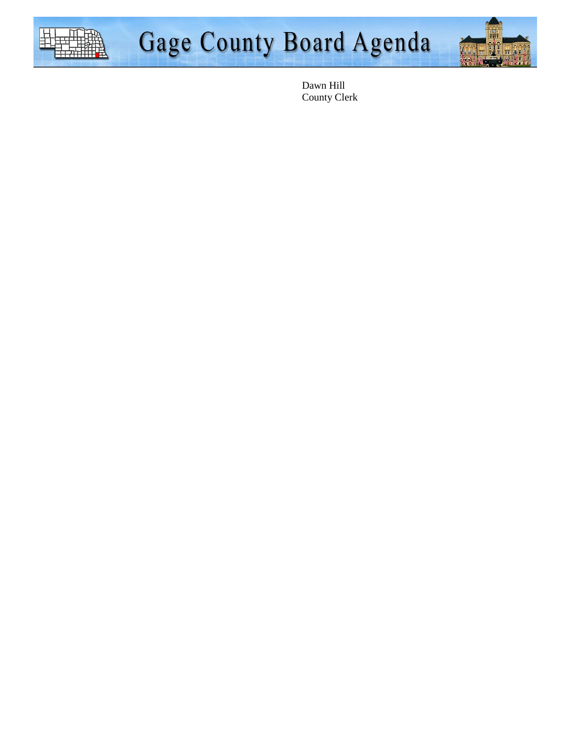Dawn Hill
County Clerk